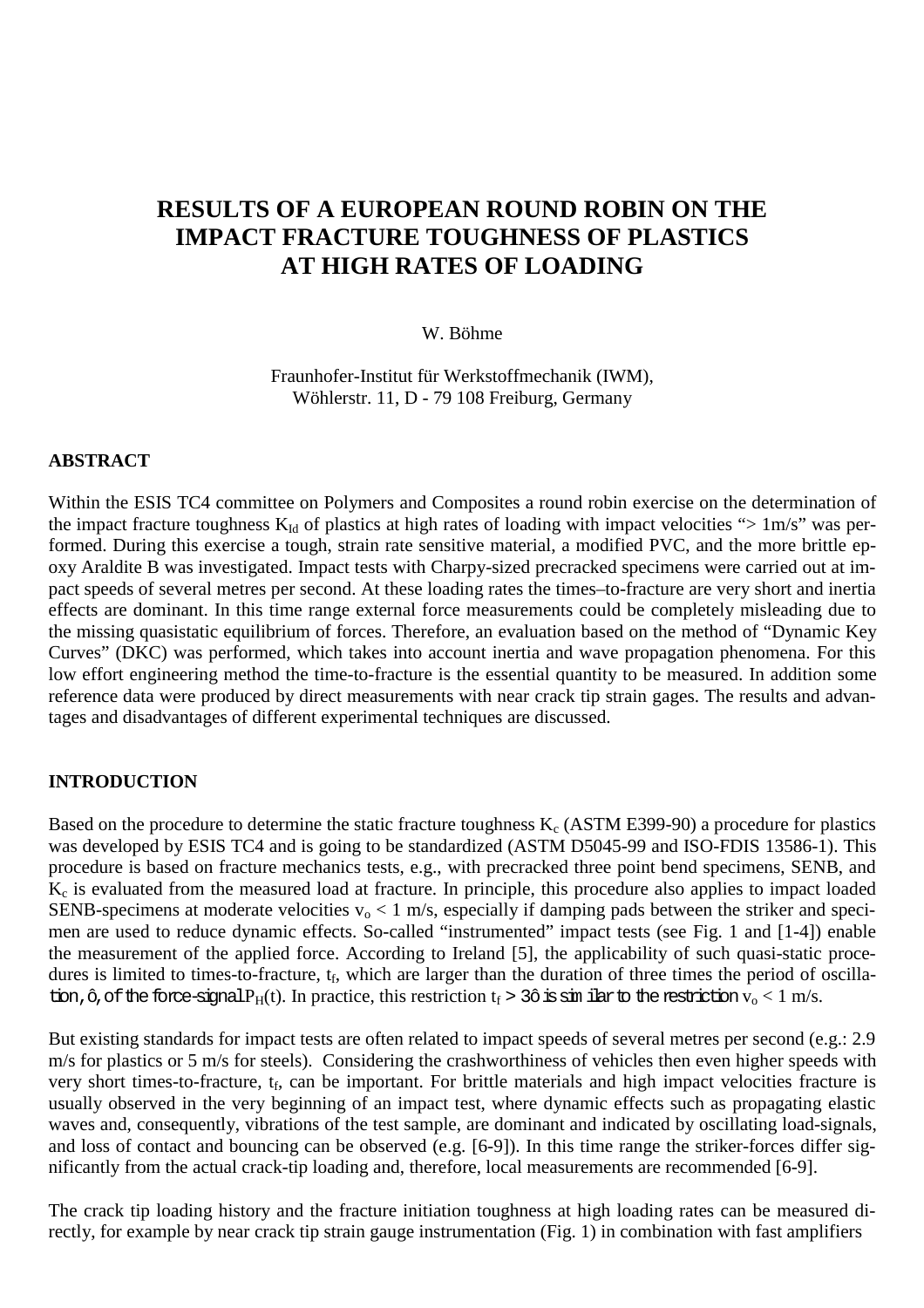# RESULTS OF A EUROPEAN ROUND ROBIN ON THE IMPACT FRACTURE TOUGHNESS OF PLASTICS AT HIGH RATES OF LOADING

W. Böhme

Fraunhofer-Institut für Werkstoffmechanik (IWM),
Wöhlerstr. 11, D - 79 108 Freiburg, Germany

## ABSTRACT

Within the ESIS TC4 committee on Polymers and Composites a round robin exercise on the determination of the impact fracture toughness $K_{Id}$ of plastics at high rates of loading with impact velocities "> 1m/s" was performed. During this exercise a tough, strain rate sensitive material, a modified PVC, and the more brittle epoxy Araldite B was investigated. Impact tests with Charpy-sized precracked specimens were carried out at impact speeds of several metres per second. At these loading rates the times–to-fracture are very short and inertia effects are dominant. In this time range external force measurements could be completely misleading due to the missing quasistatic equilibrium of forces. Therefore, an evaluation based on the method of "Dynamic Key Curves" (DKC) was performed, which takes into account inertia and wave propagation phenomena. For this low effort engineering method the time-to-fracture is the essential quantity to be measured. In addition some reference data were produced by direct measurements with near crack tip strain gages. The results and advantages and disadvantages of different experimental techniques are discussed.

## INTRODUCTION

Based on the procedure to determine the static fracture toughness $K_c$ (ASTM E399-90) a procedure for plastics was developed by ESIS TC4 and is going to be standardized (ASTM D5045-99 and ISO-FDIS 13586-1). This procedure is based on fracture mechanics tests, e.g., with precracked three point bend specimens, SENB, and $K_c$ is evaluated from the measured load at fracture. In principle, this procedure also applies to impact loaded SENB-specimens at moderate velocities $v_o < 1$ m/s, especially if damping pads between the striker and specimen are used to reduce dynamic effects. So-called "instrumented" impact tests (see Fig. 1 and [1-4]) enable the measurement of the applied force. According to Ireland [5], the applicability of such quasi-static procedures is limited to times-to-fracture, $t_f$, which are larger than the duration of three times the period of oscillation, $\tau$, of the force-signal $P_H(t)$. In practice, this restriction $t_f > 3\tau$ is similar to the restriction $v_o < 1$ m/s.

But existing standards for impact tests are often related to impact speeds of several metres per second (e.g.: 2.9 m/s for plastics or 5 m/s for steels). Considering the crashworthiness of vehicles then even higher speeds with very short times-to-fracture, $t_f$, can be important. For brittle materials and high impact velocities fracture is usually observed in the very beginning of an impact test, where dynamic effects such as propagating elastic waves and, consequently, vibrations of the test sample, are dominant and indicated by oscillating load-signals, and loss of contact and bouncing can be observed (e.g. [6-9]). In this time range the striker-forces differ significantly from the actual crack-tip loading and, therefore, local measurements are recommended [6-9].

The crack tip loading history and the fracture initiation toughness at high loading rates can be measured directly, for example by near crack tip strain gauge instrumentation (Fig. 1) in combination with fast amplifiers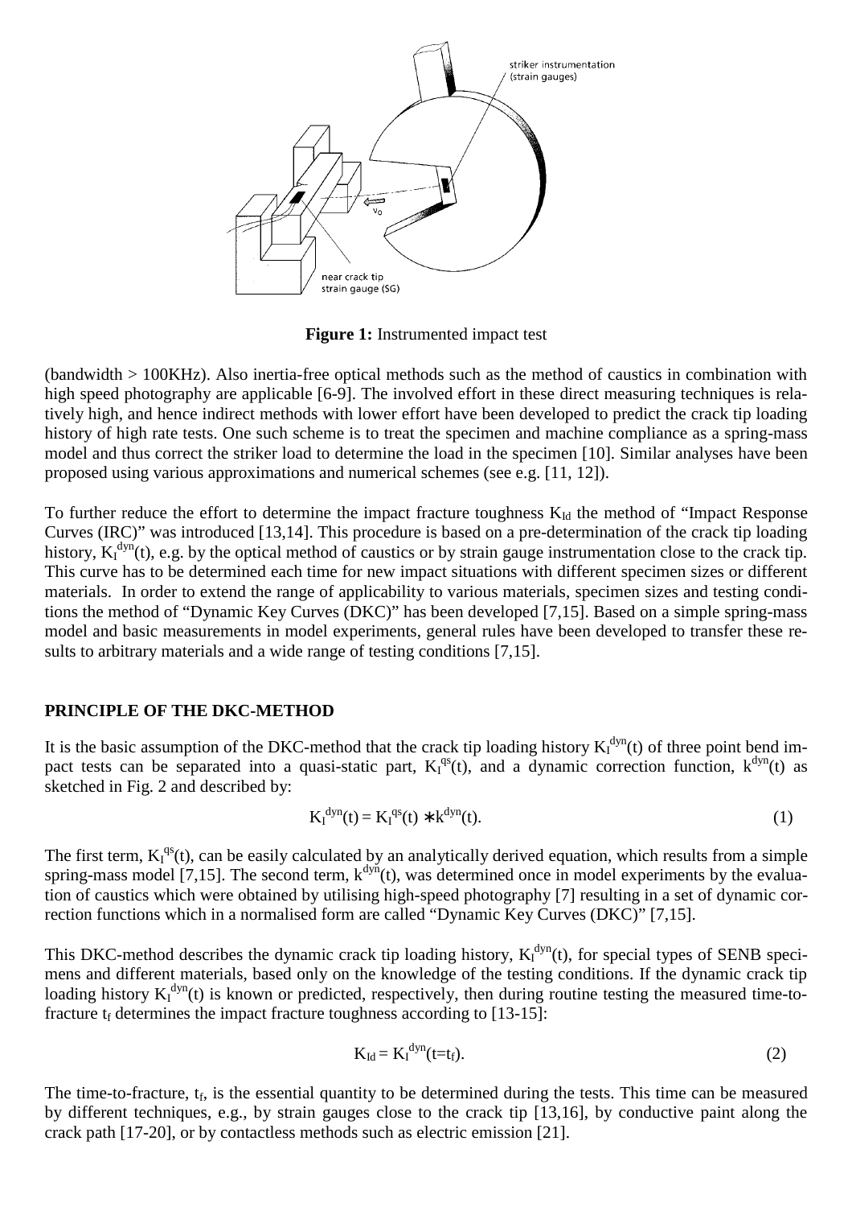**Figure 1:** Instrumented impact test

(bandwidth > 100KHz). Also inertia-free optical methods such as the method of caustics in combination with high speed photography are applicable [6-9]. The involved effort in these direct measuring techniques is relatively high, and hence indirect methods with lower effort have been developed to predict the crack tip loading history of high rate tests. One such scheme is to treat the specimen and machine compliance as a spring-mass model and thus correct the striker load to determine the load in the specimen [10]. Similar analyses have been proposed using various approximations and numerical schemes (see e.g. [11, 12]).

To further reduce the effort to determine the impact fracture toughness $K_{Id}$ the method of "Impact Response Curves (IRC)" was introduced [13,14]. This procedure is based on a pre-determination of the crack tip loading history, $K_I^{dyn}(t)$, e.g. by the optical method of caustics or by strain gauge instrumentation close to the crack tip. This curve has to be determined each time for new impact situations with different specimen sizes or different materials. In order to extend the range of applicability to various materials, specimen sizes and testing conditions the method of "Dynamic Key Curves (DKC)" has been developed [7,15]. Based on a simple spring-mass model and basic measurements in model experiments, general rules have been developed to transfer these results to arbitrary materials and a wide range of testing conditions [7,15].

## PRINCIPLE OF THE DKC-METHOD

It is the basic assumption of the DKC-method that the crack tip loading history $K_I^{dyn}(t)$ of three point bend impact tests can be separated into a quasi-static part, $K_I^{qs}(t)$, and a dynamic correction function, $k^{dyn}(t)$ as sketched in Fig. 2 and described by:

$$K_I^{dyn}(t) = K_I^{qs}(t) \ast k^{dyn}(t). \tag{1}$$

The first term, $K_I^{qs}(t)$, can be easily calculated by an analytically derived equation, which results from a simple spring-mass model [7,15]. The second term, $k^{dyn}(t)$, was determined once in model experiments by the evaluation of caustics which were obtained by utilising high-speed photography [7] resulting in a set of dynamic correction functions which in a normalised form are called "Dynamic Key Curves (DKC)" [7,15].

This DKC-method describes the dynamic crack tip loading history, $K_I^{dyn}(t)$, for special types of SENB specimens and different materials, based only on the knowledge of the testing conditions. If the dynamic crack tip loading history $K_I^{dyn}(t)$ is known or predicted, respectively, then during routine testing the measured time-to-fracture $t_f$ determines the impact fracture toughness according to [13-15]:

$$K_{Id} = K_I^{dyn}(t=t_f). \tag{2}$$

The time-to-fracture, $t_f$, is the essential quantity to be determined during the tests. This time can be measured by different techniques, e.g., by strain gauges close to the crack tip [13,16], by conductive paint along the crack path [17-20], or by contactless methods such as electric emission [21].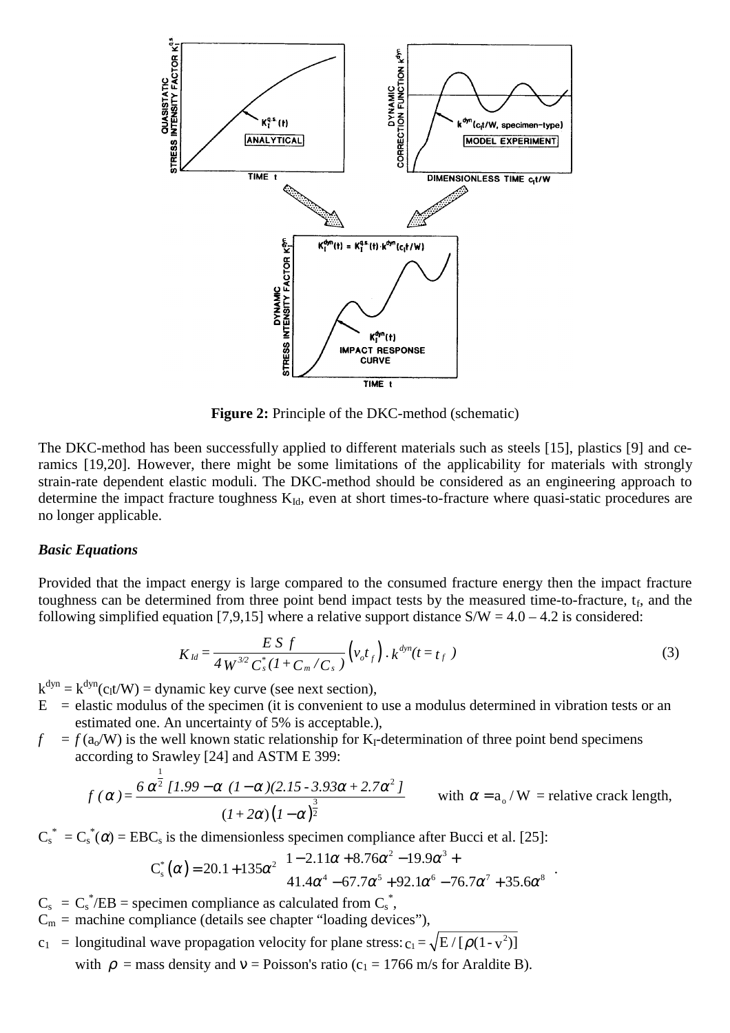**Figure 2:** Principle of the DKC-method (schematic)

The DKC-method has been successfully applied to different materials such as steels [15], plastics [9] and ceramics [19,20]. However, there might be some limitations of the applicability for materials with strongly strain-rate dependent elastic moduli. The DKC-method should be considered as an engineering approach to determine the impact fracture toughness $K_{Id}$, even at short times-to-fracture where quasi-static procedures are no longer applicable.

***Basic Equations***

Provided that the impact energy is large compared to the consumed fracture energy then the impact fracture toughness can be determined from three point bend impact tests by the measured time-to-fracture, $t_f$, and the following simplified equation [7,9,15] where a relative support distance S/W = 4.0 – 4.2 is considered:

$$K_{Id} = \frac{E\,S\,f}{4\,W^{3/2}\,C_s^*(1+C_m/C_s)}\left(v_o t_f\right)\cdot k^{dyn}(t=t_f) \tag{3}$$

$k^{dyn} = k^{dyn}(c_l t/W)$ = dynamic key curve (see next section),

E = elastic modulus of the specimen (it is convenient to use a modulus determined in vibration tests or an estimated one. An uncertainty of 5% is acceptable.),

$f$ = $f\,(a_o/W)$ is the well known static relationship for $K_I$-determination of three point bend specimens according to Srawley [24] and ASTM E 399:

$$f\,(\alpha) = \frac{6\,\alpha^{\frac{1}{2}}\,[1.99 - \alpha\,(1-\alpha)(2.15 - 3.93\alpha + 2.7\alpha^2\,]}{(1+2\alpha)\left(1-\alpha\right)^{\frac{3}{2}}} \qquad \text{with } \alpha = a_o/W = \text{relative crack length,}$$

$C_s^* = C_s^*(\alpha) = EBC_s$ is the dimensionless specimen compliance after Bucci et al. [25]:

$$C_s^*(\alpha) = 20.1 + 135\alpha^2 \begin{bmatrix} 1 - 2.11\alpha + 8.76\alpha^2 - 19.9\alpha^3 + \\ 41.4\alpha^4 - 67.7\alpha^5 + 92.1\alpha^6 - 76.7\alpha^7 + 35.6\alpha^8 \end{bmatrix}.$$

$C_s = C_s^*/EB$ = specimen compliance as calculated from $C_s^*$,

$C_m$ = machine compliance (details see chapter "loading devices"),

$c_1$ = longitudinal wave propagation velocity for plane stress: $c_1 = \sqrt{E/[\rho(1-\nu^2)]}$

with $\rho$ = mass density and $\nu$ = Poisson's ratio ($c_1$ = 1766 m/s for Araldite B).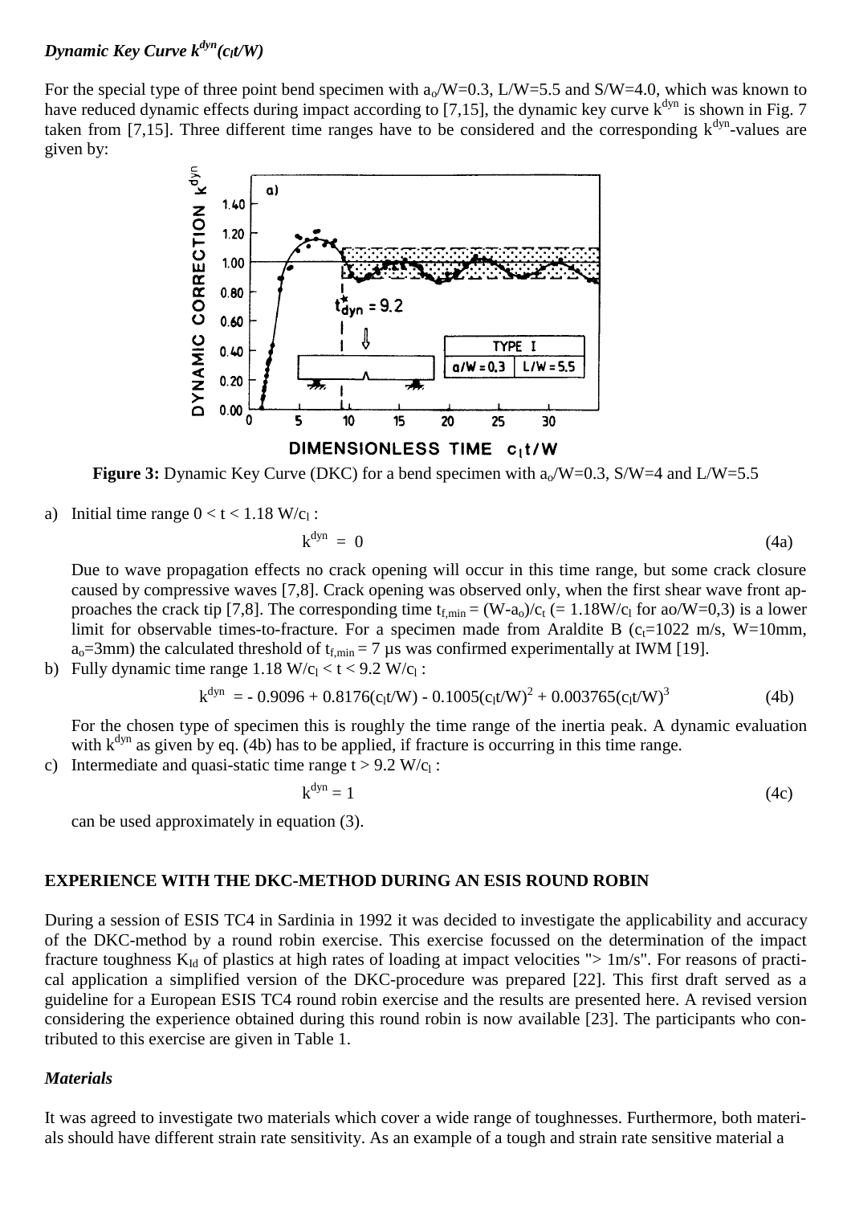### *Dynamic Key Curve $k^{dyn}(c_l t/W)$*

For the special type of three point bend specimen with $a_o/W=0.3$, $L/W=5.5$ and $S/W=4.0$, which was known to have reduced dynamic effects during impact according to [7,15], the dynamic key curve $k^{dyn}$ is shown in Fig. 7 taken from [7,15]. Three different time ranges have to be considered and the corresponding $k^{dyn}$-values are given by:

**Figure 3:** Dynamic Key Curve (DKC) for a bend specimen with $a_o/W=0.3$, $S/W=4$ and $L/W=5.5$

a) Initial time range $0 < t < 1.18\ W/c_l$ :

$$k^{dyn} = 0 \tag{4a}$$

Due to wave propagation effects no crack opening will occur in this time range, but some crack closure caused by compressive waves [7,8]. Crack opening was observed only, when the first shear wave front approaches the crack tip [7,8]. The corresponding time $t_{f,min} = (W-a_o)/c_t$ (= $1.18W/c_l$ for $ao/W=0,3$) is a lower limit for observable times-to-fracture. For a specimen made from Araldite B ($c_t$=1022 m/s, W=10mm, $a_o$=3mm) the calculated threshold of $t_{f,min}$ = 7 µs was confirmed experimentally at IWM [19].

b) Fully dynamic time range $1.18\ W/c_l < t < 9.2\ W/c_l$ :

$$k^{dyn} = -0.9096 + 0.8176(c_l t/W) - 0.1005(c_l t/W)^2 + 0.003765(c_l t/W)^3 \tag{4b}$$

For the chosen type of specimen this is roughly the time range of the inertia peak. A dynamic evaluation with $k^{dyn}$ as given by eq. (4b) has to be applied, if fracture is occurring in this time range.

c) Intermediate and quasi-static time range $t > 9.2\ W/c_l$ :

$$k^{dyn} = 1 \tag{4c}$$

can be used approximately in equation (3).

## EXPERIENCE WITH THE DKC-METHOD DURING AN ESIS ROUND ROBIN

During a session of ESIS TC4 in Sardinia in 1992 it was decided to investigate the applicability and accuracy of the DKC-method by a round robin exercise. This exercise focussed on the determination of the impact fracture toughness $K_{Id}$ of plastics at high rates of loading at impact velocities "> 1m/s". For reasons of practical application a simplified version of the DKC-procedure was prepared [22]. This first draft served as a guideline for a European ESIS TC4 round robin exercise and the results are presented here. A revised version considering the experience obtained during this round robin is now available [23]. The participants who contributed to this exercise are given in Table 1.

### *Materials*

It was agreed to investigate two materials which cover a wide range of toughnesses. Furthermore, both materials should have different strain rate sensitivity. As an example of a tough and strain rate sensitive material a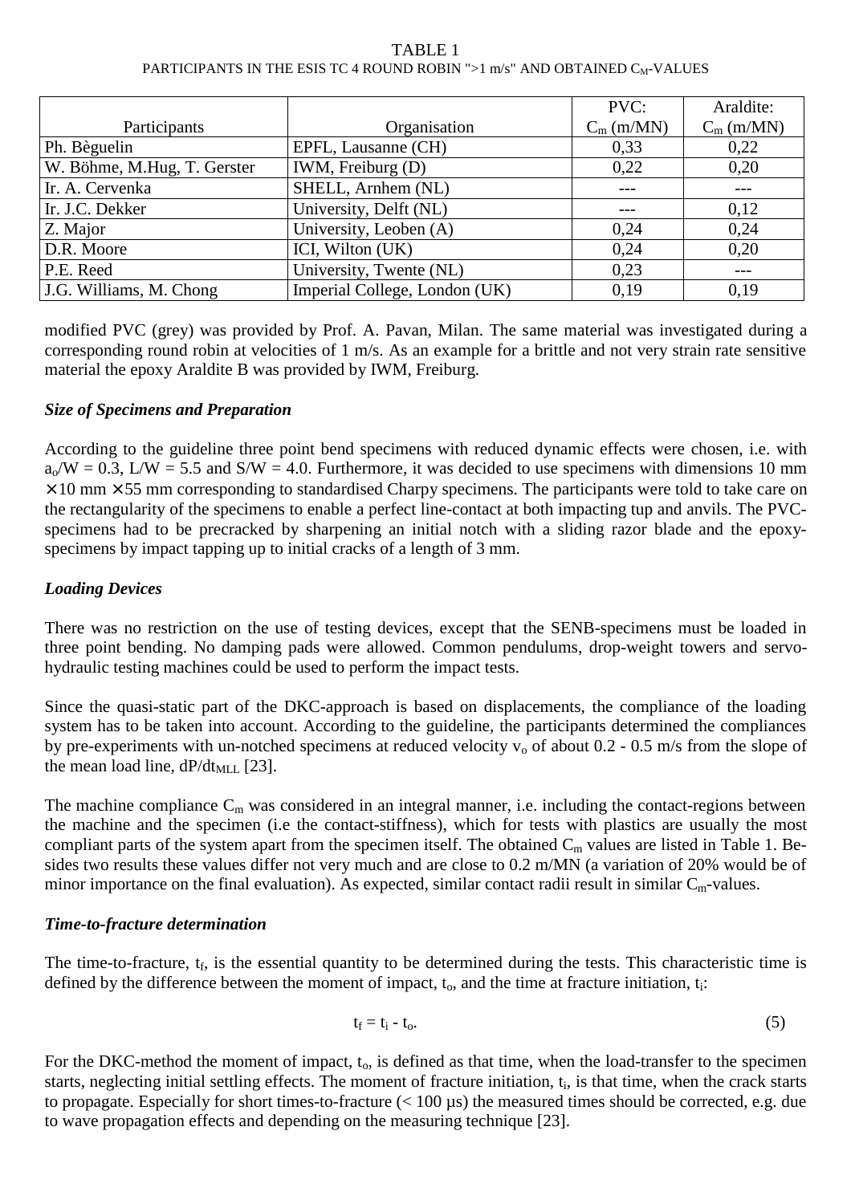TABLE 1

PARTICIPANTS IN THE ESIS TC 4 ROUND ROBIN ">1 m/s" AND OBTAINED $C_M$-VALUES

| Participants | Organisation | PVC: $C_m$ (m/MN) | Araldite: $C_m$ (m/MN) |
|---|---|---|---|
| Ph. Bèguelin | EPFL, Lausanne (CH) | 0,33 | 0,22 |
| W. Böhme, M.Hug, T. Gerster | IWM, Freiburg (D) | 0,22 | 0,20 |
| Ir. A. Cervenka | SHELL, Arnhem (NL) | --- | --- |
| Ir. J.C. Dekker | University, Delft (NL) | --- | 0,12 |
| Z. Major | University, Leoben (A) | 0,24 | 0,24 |
| D.R. Moore | ICI, Wilton (UK) | 0,24 | 0,20 |
| P.E. Reed | University, Twente (NL) | 0,23 | --- |
| J.G. Williams, M. Chong | Imperial College, London (UK) | 0,19 | 0,19 |

modified PVC (grey) was provided by Prof. A. Pavan, Milan. The same material was investigated during a corresponding round robin at velocities of 1 m/s. As an example for a brittle and not very strain rate sensitive material the epoxy Araldite B was provided by IWM, Freiburg.

### *Size of Specimens and Preparation*

According to the guideline three point bend specimens with reduced dynamic effects were chosen, i.e. with $a_o/W = 0.3$, $L/W = 5.5$ and $S/W = 4.0$. Furthermore, it was decided to use specimens with dimensions 10 mm $\times$ 10 mm $\times$ 55 mm corresponding to standardised Charpy specimens. The participants were told to take care on the rectangularity of the specimens to enable a perfect line-contact at both impacting tup and anvils. The PVC-specimens had to be precracked by sharpening an initial notch with a sliding razor blade and the epoxy-specimens by impact tapping up to initial cracks of a length of 3 mm.

### *Loading Devices*

There was no restriction on the use of testing devices, except that the SENB-specimens must be loaded in three point bending. No damping pads were allowed. Common pendulums, drop-weight towers and servo-hydraulic testing machines could be used to perform the impact tests.

Since the quasi-static part of the DKC-approach is based on displacements, the compliance of the loading system has to be taken into account. According to the guideline, the participants determined the compliances by pre-experiments with un-notched specimens at reduced velocity $v_o$ of about 0.2 - 0.5 m/s from the slope of the mean load line, $dP/dt_{MLL}$ [23].

The machine compliance $C_m$ was considered in an integral manner, i.e. including the contact-regions between the machine and the specimen (i.e the contact-stiffness), which for tests with plastics are usually the most compliant parts of the system apart from the specimen itself. The obtained $C_m$ values are listed in Table 1. Besides two results these values differ not very much and are close to 0.2 m/MN (a variation of 20% would be of minor importance on the final evaluation). As expected, similar contact radii result in similar $C_m$-values.

### *Time-to-fracture determination*

The time-to-fracture, $t_f$, is the essential quantity to be determined during the tests. This characteristic time is defined by the difference between the moment of impact, $t_o$, and the time at fracture initiation, $t_i$:

$$t_f = t_i - t_o. \tag{5}$$

For the DKC-method the moment of impact, $t_o$, is defined as that time, when the load-transfer to the specimen starts, neglecting initial settling effects. The moment of fracture initiation, $t_i$, is that time, when the crack starts to propagate. Especially for short times-to-fracture (< 100 µs) the measured times should be corrected, e.g. due to wave propagation effects and depending on the measuring technique [23].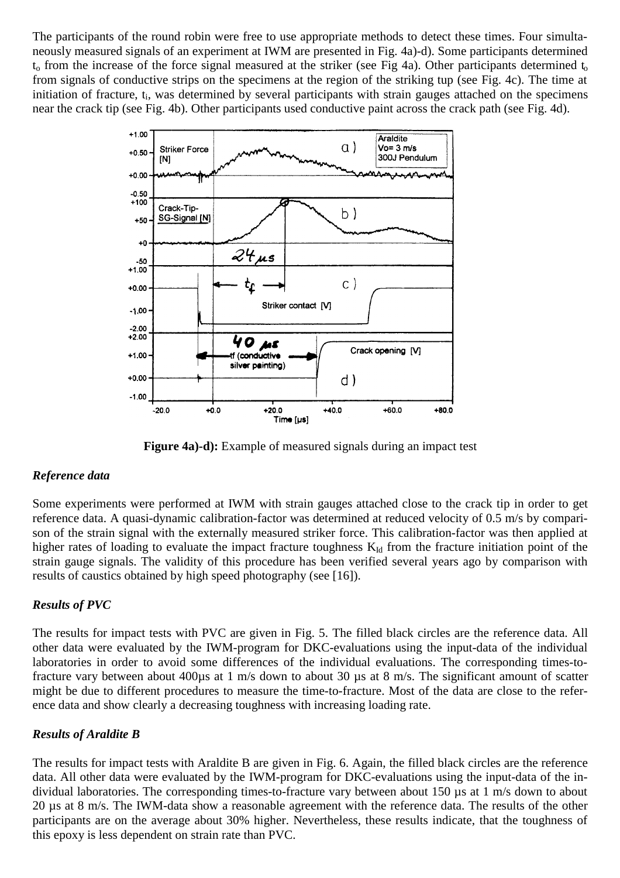The participants of the round robin were free to use appropriate methods to detect these times. Four simultaneously measured signals of an experiment at IWM are presented in Fig. 4a)-d). Some participants determined $t_o$ from the increase of the force signal measured at the striker (see Fig 4a). Other participants determined $t_o$ from signals of conductive strips on the specimens at the region of the striking tup (see Fig. 4c). The time at initiation of fracture, $t_i$, was determined by several participants with strain gauges attached on the specimens near the crack tip (see Fig. 4b). Other participants used conductive paint across the crack path (see Fig. 4d).

**Figure 4a)-d):** Example of measured signals during an impact test

### *Reference data*

Some experiments were performed at IWM with strain gauges attached close to the crack tip in order to get reference data. A quasi-dynamic calibration-factor was determined at reduced velocity of 0.5 m/s by comparison of the strain signal with the externally measured striker force. This calibration-factor was then applied at higher rates of loading to evaluate the impact fracture toughness $K_{Id}$ from the fracture initiation point of the strain gauge signals. The validity of this procedure has been verified several years ago by comparison with results of caustics obtained by high speed photography (see [16]).

### *Results of PVC*

The results for impact tests with PVC are given in Fig. 5. The filled black circles are the reference data. All other data were evaluated by the IWM-program for DKC-evaluations using the input-data of the individual laboratories in order to avoid some differences of the individual evaluations. The corresponding times-to-fracture vary between about 400µs at 1 m/s down to about 30 µs at 8 m/s. The significant amount of scatter might be due to different procedures to measure the time-to-fracture. Most of the data are close to the reference data and show clearly a decreasing toughness with increasing loading rate.

### *Results of Araldite B*

The results for impact tests with Araldite B are given in Fig. 6. Again, the filled black circles are the reference data. All other data were evaluated by the IWM-program for DKC-evaluations using the input-data of the individual laboratories. The corresponding times-to-fracture vary between about 150 µs at 1 m/s down to about 20 µs at 8 m/s. The IWM-data show a reasonable agreement with the reference data. The results of the other participants are on the average about 30% higher. Nevertheless, these results indicate, that the toughness of this epoxy is less dependent on strain rate than PVC.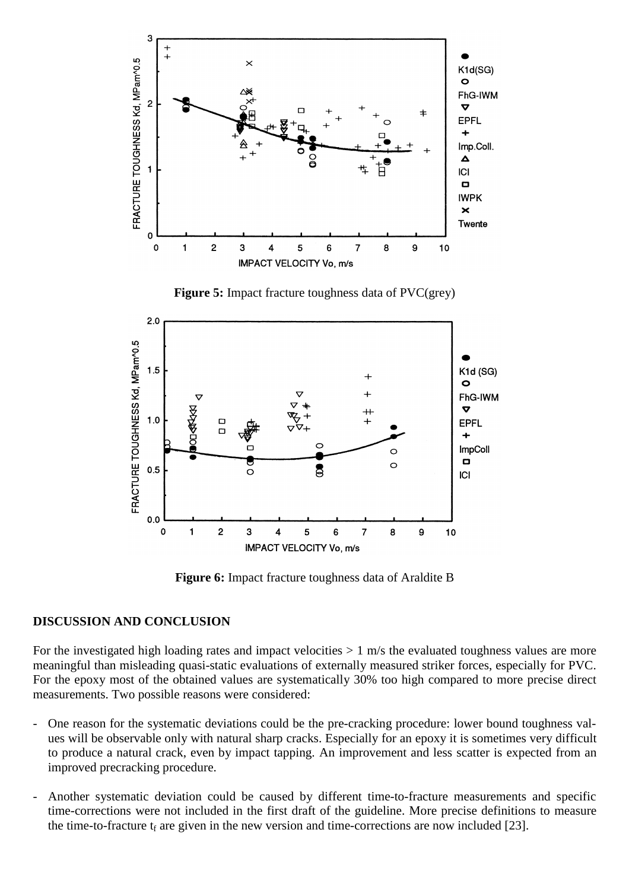**Figure 5:** Impact fracture toughness data of PVC(grey)

**Figure 6:** Impact fracture toughness data of Araldite B

## DISCUSSION AND CONCLUSION

For the investigated high loading rates and impact velocities > 1 m/s the evaluated toughness values are more meaningful than misleading quasi-static evaluations of externally measured striker forces, especially for PVC. For the epoxy most of the obtained values are systematically 30% too high compared to more precise direct measurements. Two possible reasons were considered:

- One reason for the systematic deviations could be the pre-cracking procedure: lower bound toughness values will be observable only with natural sharp cracks. Especially for an epoxy it is sometimes very difficult to produce a natural crack, even by impact tapping. An improvement and less scatter is expected from an improved precracking procedure.

- Another systematic deviation could be caused by different time-to-fracture measurements and specific time-corrections were not included in the first draft of the guideline. More precise definitions to measure the time-to-fracture $t_f$ are given in the new version and time-corrections are now included [23].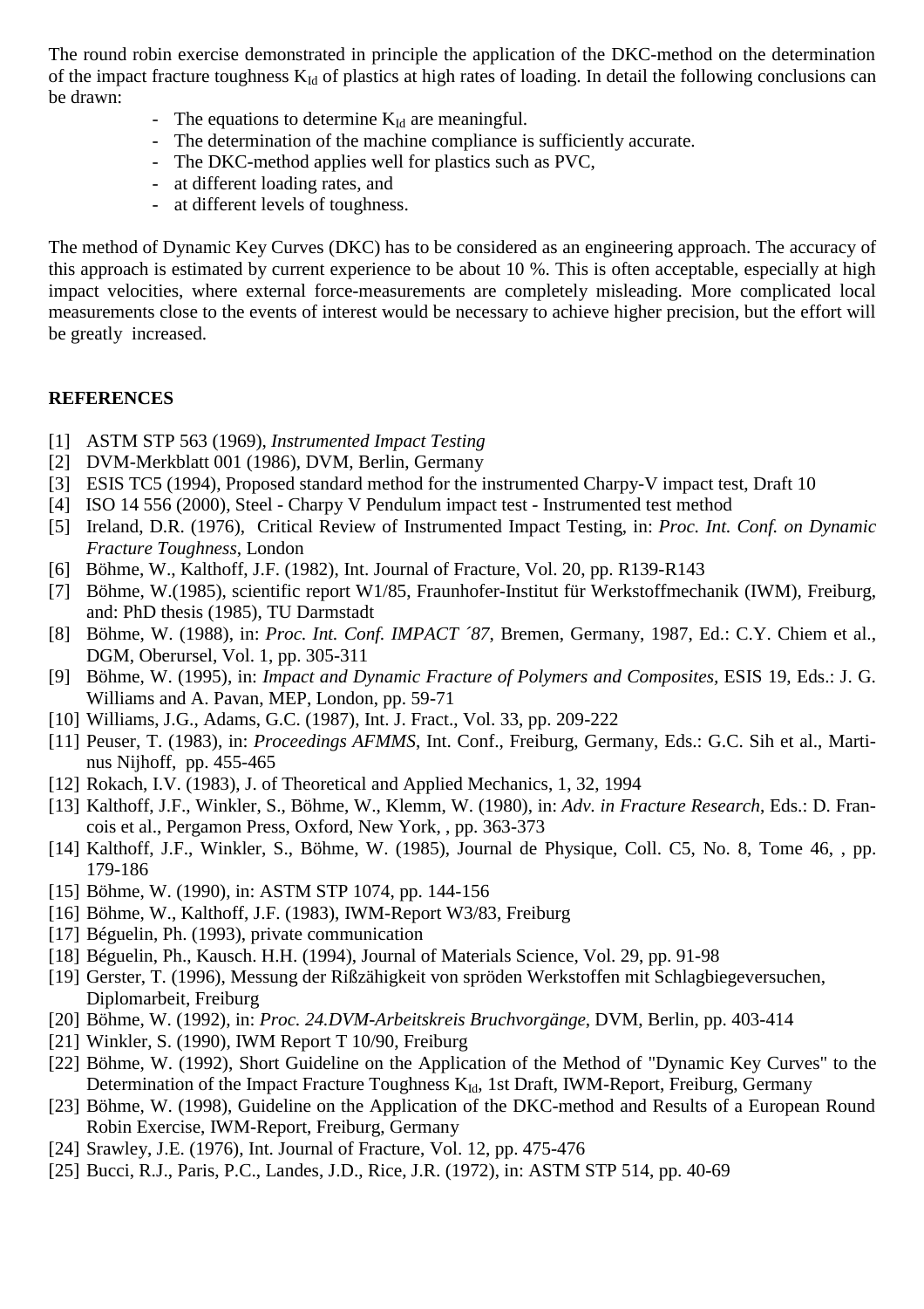The round robin exercise demonstrated in principle the application of the DKC-method on the determination of the impact fracture toughness $K_{Id}$ of plastics at high rates of loading. In detail the following conclusions can be drawn:

- The equations to determine $K_{Id}$ are meaningful.
- The determination of the machine compliance is sufficiently accurate.
- The DKC-method applies well for plastics such as PVC,
- at different loading rates, and
- at different levels of toughness.

The method of Dynamic Key Curves (DKC) has to be considered as an engineering approach. The accuracy of this approach is estimated by current experience to be about 10 %. This is often acceptable, especially at high impact velocities, where external force-measurements are completely misleading. More complicated local measurements close to the events of interest would be necessary to achieve higher precision, but the effort will be greatly increased.

## REFERENCES

[1] ASTM STP 563 (1969), *Instrumented Impact Testing*
[2] DVM-Merkblatt 001 (1986), DVM, Berlin, Germany
[3] ESIS TC5 (1994), Proposed standard method for the instrumented Charpy-V impact test, Draft 10
[4] ISO 14 556 (2000), Steel - Charpy V Pendulum impact test - Instrumented test method
[5] Ireland, D.R. (1976), Critical Review of Instrumented Impact Testing, in: *Proc. Int. Conf. on Dynamic Fracture Toughness*, London
[6] Böhme, W., Kalthoff, J.F. (1982), Int. Journal of Fracture, Vol. 20, pp. R139-R143
[7] Böhme, W.(1985), scientific report W1/85, Fraunhofer-Institut für Werkstoffmechanik (IWM), Freiburg, and: PhD thesis (1985), TU Darmstadt
[8] Böhme, W. (1988), in: *Proc. Int. Conf. IMPACT ´87*, Bremen, Germany, 1987, Ed.: C.Y. Chiem et al., DGM, Oberursel, Vol. 1, pp. 305-311
[9] Böhme, W. (1995), in: *Impact and Dynamic Fracture of Polymers and Composites*, ESIS 19, Eds.: J. G. Williams and A. Pavan, MEP, London, pp. 59-71
[10] Williams, J.G., Adams, G.C. (1987), Int. J. Fract., Vol. 33, pp. 209-222
[11] Peuser, T. (1983), in: *Proceedings AFMMS*, Int. Conf., Freiburg, Germany, Eds.: G.C. Sih et al., Martinus Nijhoff, pp. 455-465
[12] Rokach, I.V. (1983), J. of Theoretical and Applied Mechanics, 1, 32, 1994
[13] Kalthoff, J.F., Winkler, S., Böhme, W., Klemm, W. (1980), in: *Adv. in Fracture Research*, Eds.: D. Francois et al., Pergamon Press, Oxford, New York, , pp. 363-373
[14] Kalthoff, J.F., Winkler, S., Böhme, W. (1985), Journal de Physique, Coll. C5, No. 8, Tome 46, , pp. 179-186
[15] Böhme, W. (1990), in: ASTM STP 1074, pp. 144-156
[16] Böhme, W., Kalthoff, J.F. (1983), IWM-Report W3/83, Freiburg
[17] Béguelin, Ph. (1993), private communication
[18] Béguelin, Ph., Kausch. H.H. (1994), Journal of Materials Science, Vol. 29, pp. 91-98
[19] Gerster, T. (1996), Messung der Rißzähigkeit von spröden Werkstoffen mit Schlagbiegeversuchen, Diplomarbeit, Freiburg
[20] Böhme, W. (1992), in: *Proc. 24.DVM-Arbeitskreis Bruchvorgänge*, DVM, Berlin, pp. 403-414
[21] Winkler, S. (1990), IWM Report T 10/90, Freiburg
[22] Böhme, W. (1992), Short Guideline on the Application of the Method of "Dynamic Key Curves" to the Determination of the Impact Fracture Toughness $K_{Id}$, 1st Draft, IWM-Report, Freiburg, Germany
[23] Böhme, W. (1998), Guideline on the Application of the DKC-method and Results of a European Round Robin Exercise, IWM-Report, Freiburg, Germany
[24] Srawley, J.E. (1976), Int. Journal of Fracture, Vol. 12, pp. 475-476
[25] Bucci, R.J., Paris, P.C., Landes, J.D., Rice, J.R. (1972), in: ASTM STP 514, pp. 40-69